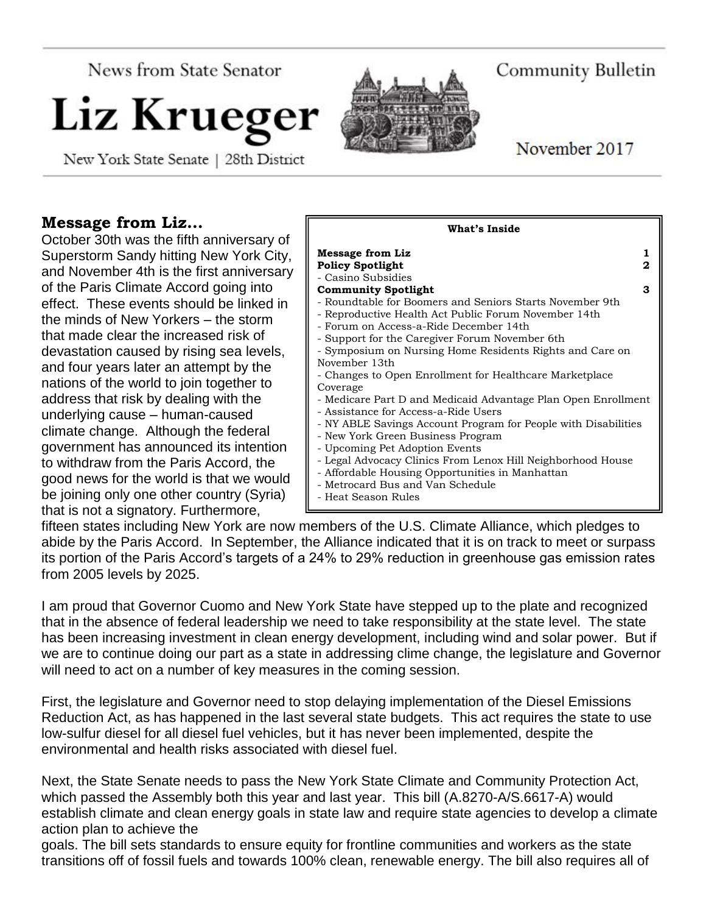News from State Senator

# Liz Krueger

New York State Senate | 28th District

Community Bulletin

November 2017

## Message from Liz…

October 30th was the fifth anniversary of Superstorm Sandy hitting New York City, and November 4th is the first anniversary of the Paris Climate Accord going into effect. These events should be linked in the minds of New Yorkers – the storm that made clear the increased risk of devastation caused by rising sea levels, and four years later an attempt by the nations of the world to join together to address that risk by dealing with the underlying cause – human-caused climate change. Although the federal government has announced its intention to withdraw from the Paris Accord, the good news for the world is that we would be joining only one other country (Syria) that is not a signatory. Furthermore, fifteen states including New York are now members of the U.S. Climate Alliance, which pledges to abide by the Paris Accord. In September, the Alliance indicated that it is on track to meet or surpass its portion of the Paris Accord's targets of a 24% to 29% reduction in greenhouse gas emission rates from 2005 levels by 2025.

**What's Inside**

| | |
|---|---|
| **Message from Liz** | **1** |
| **Policy Spotlight** | **2** |
| - Casino Subsidies | |
| **Community Spotlight** | **3** |
| - Roundtable for Boomers and Seniors Starts November 9th | |
| - Reproductive Health Act Public Forum November 14th | |
| - Forum on Access-a-Ride December 14th | |
| - Support for the Caregiver Forum November 6th | |
| - Symposium on Nursing Home Residents Rights and Care on November 13th | |
| - Changes to Open Enrollment for Healthcare Marketplace Coverage | |
| - Medicare Part D and Medicaid Advantage Plan Open Enrollment | |
| - Assistance for Access-a-Ride Users | |
| - NY ABLE Savings Account Program for People with Disabilities | |
| - New York Green Business Program | |
| - Upcoming Pet Adoption Events | |
| - Legal Advocacy Clinics From Lenox Hill Neighborhood House | |
| - Affordable Housing Opportunities in Manhattan | |
| - Metrocard Bus and Van Schedule | |
| - Heat Season Rules | |

I am proud that Governor Cuomo and New York State have stepped up to the plate and recognized that in the absence of federal leadership we need to take responsibility at the state level. The state has been increasing investment in clean energy development, including wind and solar power. But if we are to continue doing our part as a state in addressing clime change, the legislature and Governor will need to act on a number of key measures in the coming session.

First, the legislature and Governor need to stop delaying implementation of the Diesel Emissions Reduction Act, as has happened in the last several state budgets. This act requires the state to use low-sulfur diesel for all diesel fuel vehicles, but it has never been implemented, despite the environmental and health risks associated with diesel fuel.

Next, the State Senate needs to pass the New York State Climate and Community Protection Act, which passed the Assembly both this year and last year. This bill (A.8270-A/S.6617-A) would establish climate and clean energy goals in state law and require state agencies to develop a climate action plan to achieve the goals. The bill sets standards to ensure equity for frontline communities and workers as the state transitions off of fossil fuels and towards 100% clean, renewable energy. The bill also requires all of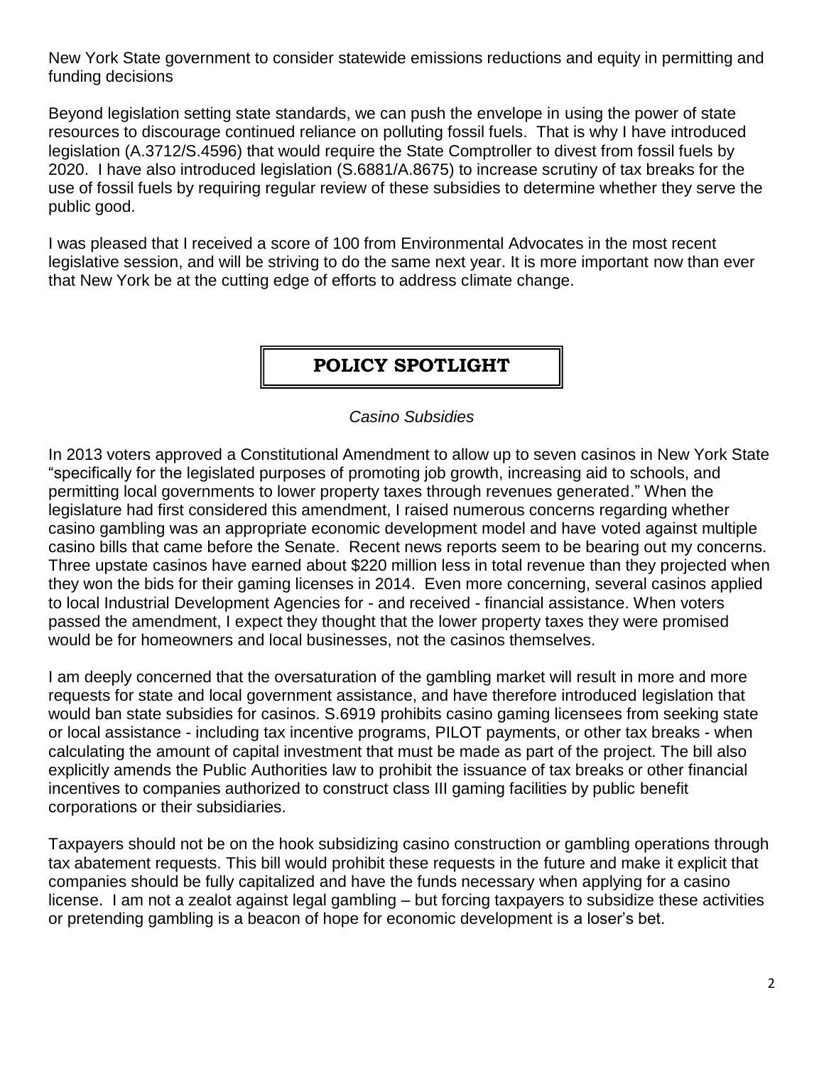New York State government to consider statewide emissions reductions and equity in permitting and funding decisions

Beyond legislation setting state standards, we can push the envelope in using the power of state resources to discourage continued reliance on polluting fossil fuels. That is why I have introduced legislation (A.3712/S.4596) that would require the State Comptroller to divest from fossil fuels by 2020. I have also introduced legislation (S.6881/A.8675) to increase scrutiny of tax breaks for the use of fossil fuels by requiring regular review of these subsidies to determine whether they serve the public good.

I was pleased that I received a score of 100 from Environmental Advocates in the most recent legislative session, and will be striving to do the same next year. It is more important now than ever that New York be at the cutting edge of efforts to address climate change.

## POLICY SPOTLIGHT

*Casino Subsidies*

In 2013 voters approved a Constitutional Amendment to allow up to seven casinos in New York State "specifically for the legislated purposes of promoting job growth, increasing aid to schools, and permitting local governments to lower property taxes through revenues generated." When the legislature had first considered this amendment, I raised numerous concerns regarding whether casino gambling was an appropriate economic development model and have voted against multiple casino bills that came before the Senate. Recent news reports seem to be bearing out my concerns. Three upstate casinos have earned about $220 million less in total revenue than they projected when they won the bids for their gaming licenses in 2014. Even more concerning, several casinos applied to local Industrial Development Agencies for - and received - financial assistance. When voters passed the amendment, I expect they thought that the lower property taxes they were promised would be for homeowners and local businesses, not the casinos themselves.

I am deeply concerned that the oversaturation of the gambling market will result in more and more requests for state and local government assistance, and have therefore introduced legislation that would ban state subsidies for casinos. S.6919 prohibits casino gaming licensees from seeking state or local assistance - including tax incentive programs, PILOT payments, or other tax breaks - when calculating the amount of capital investment that must be made as part of the project. The bill also explicitly amends the Public Authorities law to prohibit the issuance of tax breaks or other financial incentives to companies authorized to construct class III gaming facilities by public benefit corporations or their subsidiaries.

Taxpayers should not be on the hook subsidizing casino construction or gambling operations through tax abatement requests. This bill would prohibit these requests in the future and make it explicit that companies should be fully capitalized and have the funds necessary when applying for a casino license. I am not a zealot against legal gambling – but forcing taxpayers to subsidize these activities or pretending gambling is a beacon of hope for economic development is a loser's bet.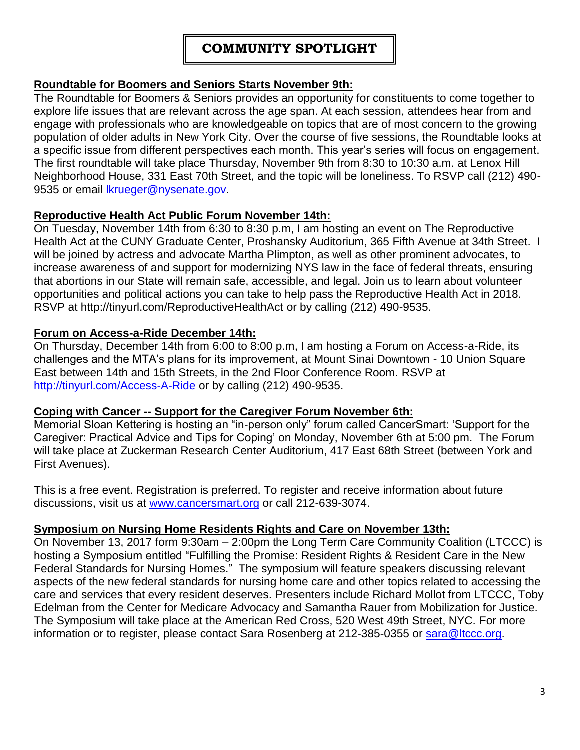# COMMUNITY SPOTLIGHT

**Roundtable for Boomers and Seniors Starts November 9th:**

The Roundtable for Boomers & Seniors provides an opportunity for constituents to come together to explore life issues that are relevant across the age span. At each session, attendees hear from and engage with professionals who are knowledgeable on topics that are of most concern to the growing population of older adults in New York City. Over the course of five sessions, the Roundtable looks at a specific issue from different perspectives each month. This year's series will focus on engagement. The first roundtable will take place Thursday, November 9th from 8:30 to 10:30 a.m. at Lenox Hill Neighborhood House, 331 East 70th Street, and the topic will be loneliness. To RSVP call (212) 490-9535 or email lkrueger@nysenate.gov.

**Reproductive Health Act Public Forum November 14th:**

On Tuesday, November 14th from 6:30 to 8:30 p.m, I am hosting an event on The Reproductive Health Act at the CUNY Graduate Center, Proshansky Auditorium, 365 Fifth Avenue at 34th Street. I will be joined by actress and advocate Martha Plimpton, as well as other prominent advocates, to increase awareness of and support for modernizing NYS law in the face of federal threats, ensuring that abortions in our State will remain safe, accessible, and legal. Join us to learn about volunteer opportunities and political actions you can take to help pass the Reproductive Health Act in 2018. RSVP at http://tinyurl.com/ReproductiveHealthAct or by calling (212) 490-9535.

**Forum on Access-a-Ride December 14th:**

On Thursday, December 14th from 6:00 to 8:00 p.m, I am hosting a Forum on Access-a-Ride, its challenges and the MTA's plans for its improvement, at Mount Sinai Downtown - 10 Union Square East between 14th and 15th Streets, in the 2nd Floor Conference Room. RSVP at http://tinyurl.com/Access-A-Ride or by calling (212) 490-9535.

**Coping with Cancer -- Support for the Caregiver Forum November 6th:**

Memorial Sloan Kettering is hosting an "in-person only" forum called CancerSmart: 'Support for the Caregiver: Practical Advice and Tips for Coping' on Monday, November 6th at 5:00 pm. The Forum will take place at Zuckerman Research Center Auditorium, 417 East 68th Street (between York and First Avenues).

This is a free event. Registration is preferred. To register and receive information about future discussions, visit us at www.cancersmart.org or call 212-639-3074.

**Symposium on Nursing Home Residents Rights and Care on November 13th:**

On November 13, 2017 form 9:30am – 2:00pm the Long Term Care Community Coalition (LTCCC) is hosting a Symposium entitled "Fulfilling the Promise: Resident Rights & Resident Care in the New Federal Standards for Nursing Homes." The symposium will feature speakers discussing relevant aspects of the new federal standards for nursing home care and other topics related to accessing the care and services that every resident deserves. Presenters include Richard Mollot from LTCCC, Toby Edelman from the Center for Medicare Advocacy and Samantha Rauer from Mobilization for Justice. The Symposium will take place at the American Red Cross, 520 West 49th Street, NYC. For more information or to register, please contact Sara Rosenberg at 212-385-0355 or sara@ltccc.org.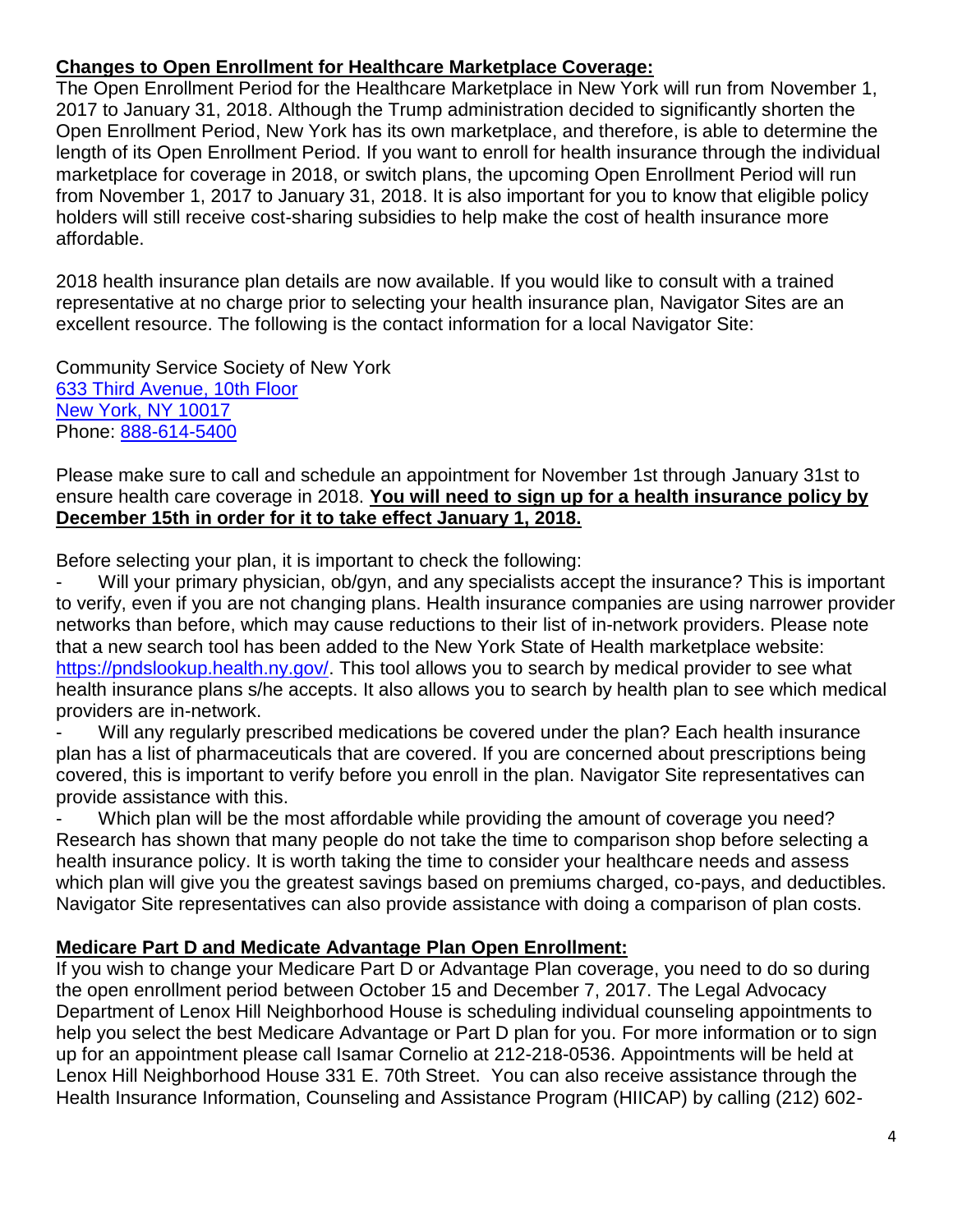**Changes to Open Enrollment for Healthcare Marketplace Coverage:**

The Open Enrollment Period for the Healthcare Marketplace in New York will run from November 1, 2017 to January 31, 2018. Although the Trump administration decided to significantly shorten the Open Enrollment Period, New York has its own marketplace, and therefore, is able to determine the length of its Open Enrollment Period. If you want to enroll for health insurance through the individual marketplace for coverage in 2018, or switch plans, the upcoming Open Enrollment Period will run from November 1, 2017 to January 31, 2018. It is also important for you to know that eligible policy holders will still receive cost-sharing subsidies to help make the cost of health insurance more affordable.

2018 health insurance plan details are now available. If you would like to consult with a trained representative at no charge prior to selecting your health insurance plan, Navigator Sites are an excellent resource. The following is the contact information for a local Navigator Site:

Community Service Society of New York
633 Third Avenue, 10th Floor
New York, NY 10017
Phone: 888-614-5400

Please make sure to call and schedule an appointment for November 1st through January 31st to ensure health care coverage in 2018. **You will need to sign up for a health insurance policy by December 15th in order for it to take effect January 1, 2018.**

Before selecting your plan, it is important to check the following:

- Will your primary physician, ob/gyn, and any specialists accept the insurance? This is important to verify, even if you are not changing plans. Health insurance companies are using narrower provider networks than before, which may cause reductions to their list of in-network providers. Please note that a new search tool has been added to the New York State of Health marketplace website: https://pndslookup.health.ny.gov/. This tool allows you to search by medical provider to see what health insurance plans s/he accepts. It also allows you to search by health plan to see which medical providers are in-network.
- Will any regularly prescribed medications be covered under the plan? Each health insurance plan has a list of pharmaceuticals that are covered. If you are concerned about prescriptions being covered, this is important to verify before you enroll in the plan. Navigator Site representatives can provide assistance with this.
- Which plan will be the most affordable while providing the amount of coverage you need? Research has shown that many people do not take the time to comparison shop before selecting a health insurance policy. It is worth taking the time to consider your healthcare needs and assess which plan will give you the greatest savings based on premiums charged, co-pays, and deductibles. Navigator Site representatives can also provide assistance with doing a comparison of plan costs.

**Medicare Part D and Medicate Advantage Plan Open Enrollment:**

If you wish to change your Medicare Part D or Advantage Plan coverage, you need to do so during the open enrollment period between October 15 and December 7, 2017. The Legal Advocacy Department of Lenox Hill Neighborhood House is scheduling individual counseling appointments to help you select the best Medicare Advantage or Part D plan for you. For more information or to sign up for an appointment please call Isamar Cornelio at 212-218-0536. Appointments will be held at Lenox Hill Neighborhood House 331 E. 70th Street. You can also receive assistance through the Health Insurance Information, Counseling and Assistance Program (HIICAP) by calling (212) 602-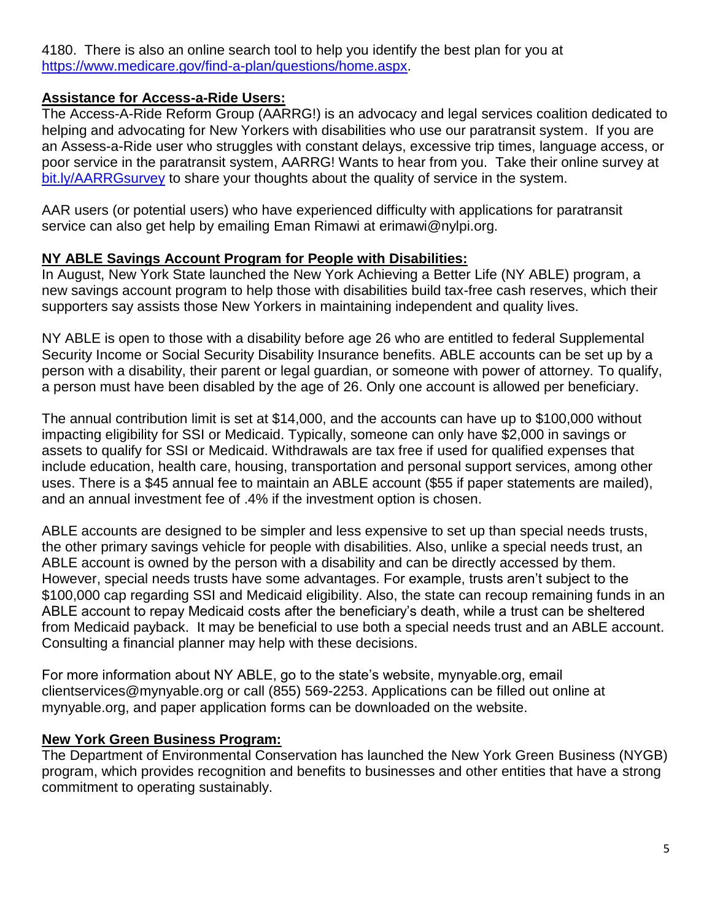4180. There is also an online search tool to help you identify the best plan for you at [https://www.medicare.gov/find-a-plan/questions/home.aspx](https://www.medicare.gov/find-a-plan/questions/home.aspx).

**Assistance for Access-a-Ride Users:**

The Access-A-Ride Reform Group (AARRG!) is an advocacy and legal services coalition dedicated to helping and advocating for New Yorkers with disabilities who use our paratransit system. If you are an Assess-a-Ride user who struggles with constant delays, excessive trip times, language access, or poor service in the paratransit system, AARRG! Wants to hear from you. Take their online survey at [bit.ly/AARRGsurvey](bit.ly/AARRGsurvey) to share your thoughts about the quality of service in the system.

AAR users (or potential users) who have experienced difficulty with applications for paratransit service can also get help by emailing Eman Rimawi at erimawi@nylpi.org.

**NY ABLE Savings Account Program for People with Disabilities:**

In August, New York State launched the New York Achieving a Better Life (NY ABLE) program, a new savings account program to help those with disabilities build tax-free cash reserves, which their supporters say assists those New Yorkers in maintaining independent and quality lives.

NY ABLE is open to those with a disability before age 26 who are entitled to federal Supplemental Security Income or Social Security Disability Insurance benefits. ABLE accounts can be set up by a person with a disability, their parent or legal guardian, or someone with power of attorney. To qualify, a person must have been disabled by the age of 26. Only one account is allowed per beneficiary.

The annual contribution limit is set at $14,000, and the accounts can have up to $100,000 without impacting eligibility for SSI or Medicaid. Typically, someone can only have $2,000 in savings or assets to qualify for SSI or Medicaid. Withdrawals are tax free if used for qualified expenses that include education, health care, housing, transportation and personal support services, among other uses. There is a $45 annual fee to maintain an ABLE account ($55 if paper statements are mailed), and an annual investment fee of .4% if the investment option is chosen.

ABLE accounts are designed to be simpler and less expensive to set up than special needs trusts, the other primary savings vehicle for people with disabilities. Also, unlike a special needs trust, an ABLE account is owned by the person with a disability and can be directly accessed by them. However, special needs trusts have some advantages. For example, trusts aren't subject to the $100,000 cap regarding SSI and Medicaid eligibility. Also, the state can recoup remaining funds in an ABLE account to repay Medicaid costs after the beneficiary's death, while a trust can be sheltered from Medicaid payback. It may be beneficial to use both a special needs trust and an ABLE account. Consulting a financial planner may help with these decisions.

For more information about NY ABLE, go to the state's website, mynyable.org, email clientservices@mynyable.org or call (855) 569-2253. Applications can be filled out online at mynyable.org, and paper application forms can be downloaded on the website.

**New York Green Business Program:**

The Department of Environmental Conservation has launched the New York Green Business (NYGB) program, which provides recognition and benefits to businesses and other entities that have a strong commitment to operating sustainably.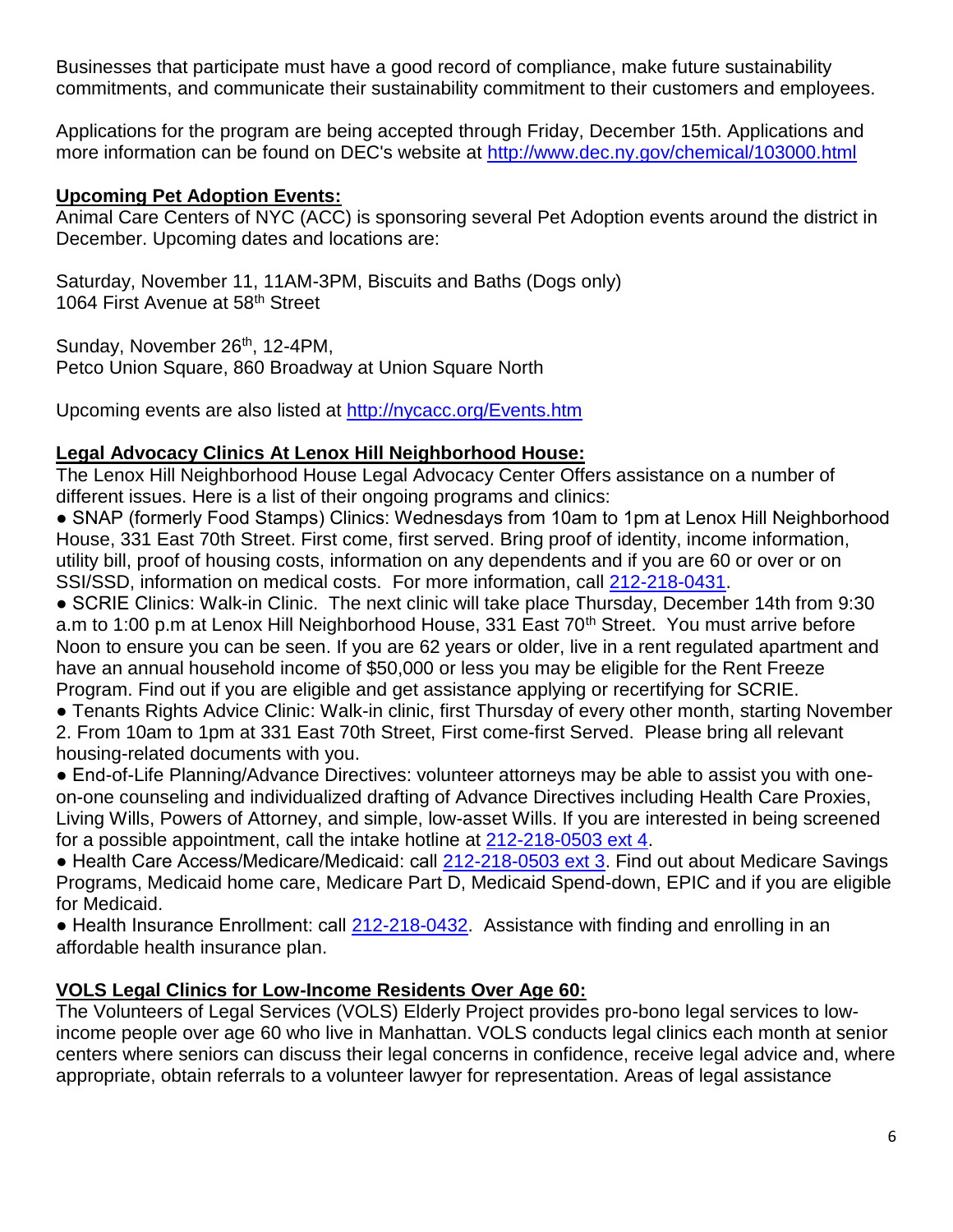Businesses that participate must have a good record of compliance, make future sustainability commitments, and communicate their sustainability commitment to their customers and employees.

Applications for the program are being accepted through Friday, December 15th. Applications and more information can be found on DEC's website at http://www.dec.ny.gov/chemical/103000.html

**Upcoming Pet Adoption Events:**

Animal Care Centers of NYC (ACC) is sponsoring several Pet Adoption events around the district in December. Upcoming dates and locations are:

Saturday, November 11, 11AM-3PM, Biscuits and Baths (Dogs only)
1064 First Avenue at 58th Street

Sunday, November 26th, 12-4PM,
Petco Union Square, 860 Broadway at Union Square North

Upcoming events are also listed at http://nycacc.org/Events.htm

**Legal Advocacy Clinics At Lenox Hill Neighborhood House:**

The Lenox Hill Neighborhood House Legal Advocacy Center Offers assistance on a number of different issues. Here is a list of their ongoing programs and clinics:

- SNAP (formerly Food Stamps) Clinics: Wednesdays from 10am to 1pm at Lenox Hill Neighborhood House, 331 East 70th Street. First come, first served. Bring proof of identity, income information, utility bill, proof of housing costs, information on any dependents and if you are 60 or over or on SSI/SSD, information on medical costs. For more information, call 212-218-0431.
- SCRIE Clinics: Walk-in Clinic. The next clinic will take place Thursday, December 14th from 9:30 a.m to 1:00 p.m at Lenox Hill Neighborhood House, 331 East 70th Street. You must arrive before Noon to ensure you can be seen. If you are 62 years or older, live in a rent regulated apartment and have an annual household income of $50,000 or less you may be eligible for the Rent Freeze Program. Find out if you are eligible and get assistance applying or recertifying for SCRIE.
- Tenants Rights Advice Clinic: Walk-in clinic, first Thursday of every other month, starting November 2. From 10am to 1pm at 331 East 70th Street, First come-first Served. Please bring all relevant housing-related documents with you.
- End-of-Life Planning/Advance Directives: volunteer attorneys may be able to assist you with one-on-one counseling and individualized drafting of Advance Directives including Health Care Proxies, Living Wills, Powers of Attorney, and simple, low-asset Wills. If you are interested in being screened for a possible appointment, call the intake hotline at 212-218-0503 ext 4.
- Health Care Access/Medicare/Medicaid: call 212-218-0503 ext 3. Find out about Medicare Savings Programs, Medicaid home care, Medicare Part D, Medicaid Spend-down, EPIC and if you are eligible for Medicaid.
- Health Insurance Enrollment: call 212-218-0432. Assistance with finding and enrolling in an affordable health insurance plan.

**VOLS Legal Clinics for Low-Income Residents Over Age 60:**

The Volunteers of Legal Services (VOLS) Elderly Project provides pro-bono legal services to low-income people over age 60 who live in Manhattan. VOLS conducts legal clinics each month at senior centers where seniors can discuss their legal concerns in confidence, receive legal advice and, where appropriate, obtain referrals to a volunteer lawyer for representation. Areas of legal assistance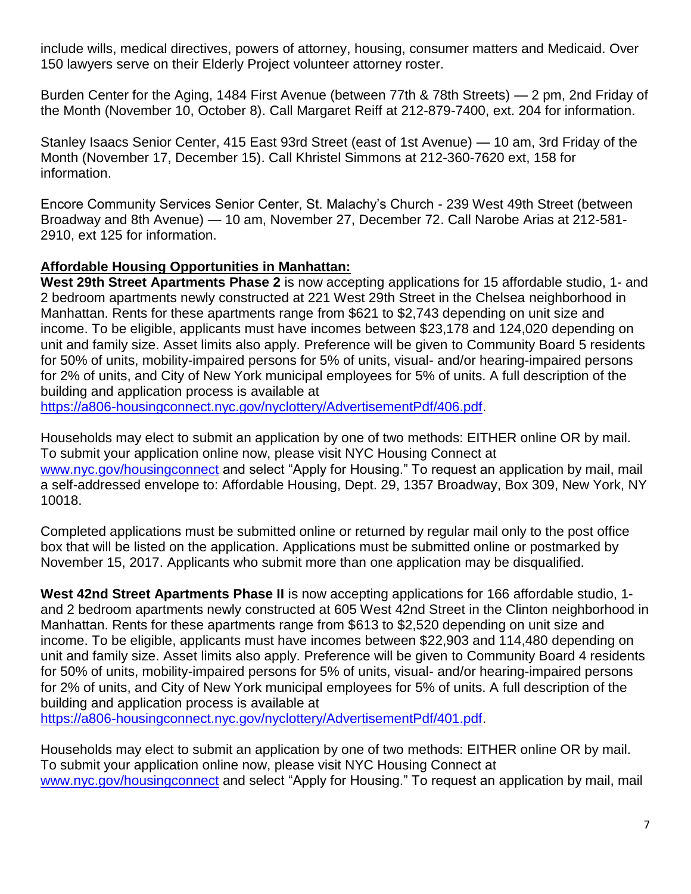include wills, medical directives, powers of attorney, housing, consumer matters and Medicaid. Over 150 lawyers serve on their Elderly Project volunteer attorney roster.

Burden Center for the Aging, 1484 First Avenue (between 77th & 78th Streets) — 2 pm, 2nd Friday of the Month (November 10, October 8). Call Margaret Reiff at 212-879-7400, ext. 204 for information.

Stanley Isaacs Senior Center, 415 East 93rd Street (east of 1st Avenue) — 10 am, 3rd Friday of the Month (November 17, December 15). Call Khristel Simmons at 212-360-7620 ext, 158 for information.

Encore Community Services Senior Center, St. Malachy's Church - 239 West 49th Street (between Broadway and 8th Avenue) — 10 am, November 27, December 72. Call Narobe Arias at 212-581-2910, ext 125 for information.

**Affordable Housing Opportunities in Manhattan:**

**West 29th Street Apartments Phase 2** is now accepting applications for 15 affordable studio, 1- and 2 bedroom apartments newly constructed at 221 West 29th Street in the Chelsea neighborhood in Manhattan. Rents for these apartments range from $621 to $2,743 depending on unit size and income. To be eligible, applicants must have incomes between $23,178 and 124,020 depending on unit and family size. Asset limits also apply. Preference will be given to Community Board 5 residents for 50% of units, mobility-impaired persons for 5% of units, visual- and/or hearing-impaired persons for 2% of units, and City of New York municipal employees for 5% of units. A full description of the building and application process is available at https://a806-housingconnect.nyc.gov/nyclottery/AdvertisementPdf/406.pdf.

Households may elect to submit an application by one of two methods: EITHER online OR by mail. To submit your application online now, please visit NYC Housing Connect at www.nyc.gov/housingconnect and select "Apply for Housing." To request an application by mail, mail a self-addressed envelope to: Affordable Housing, Dept. 29, 1357 Broadway, Box 309, New York, NY 10018.

Completed applications must be submitted online or returned by regular mail only to the post office box that will be listed on the application. Applications must be submitted online or postmarked by November 15, 2017. Applicants who submit more than one application may be disqualified.

**West 42nd Street Apartments Phase II** is now accepting applications for 166 affordable studio, 1- and 2 bedroom apartments newly constructed at 605 West 42nd Street in the Clinton neighborhood in Manhattan. Rents for these apartments range from $613 to $2,520 depending on unit size and income. To be eligible, applicants must have incomes between $22,903 and 114,480 depending on unit and family size. Asset limits also apply. Preference will be given to Community Board 4 residents for 50% of units, mobility-impaired persons for 5% of units, visual- and/or hearing-impaired persons for 2% of units, and City of New York municipal employees for 5% of units. A full description of the building and application process is available at https://a806-housingconnect.nyc.gov/nyclottery/AdvertisementPdf/401.pdf.

Households may elect to submit an application by one of two methods: EITHER online OR by mail. To submit your application online now, please visit NYC Housing Connect at www.nyc.gov/housingconnect and select "Apply for Housing." To request an application by mail, mail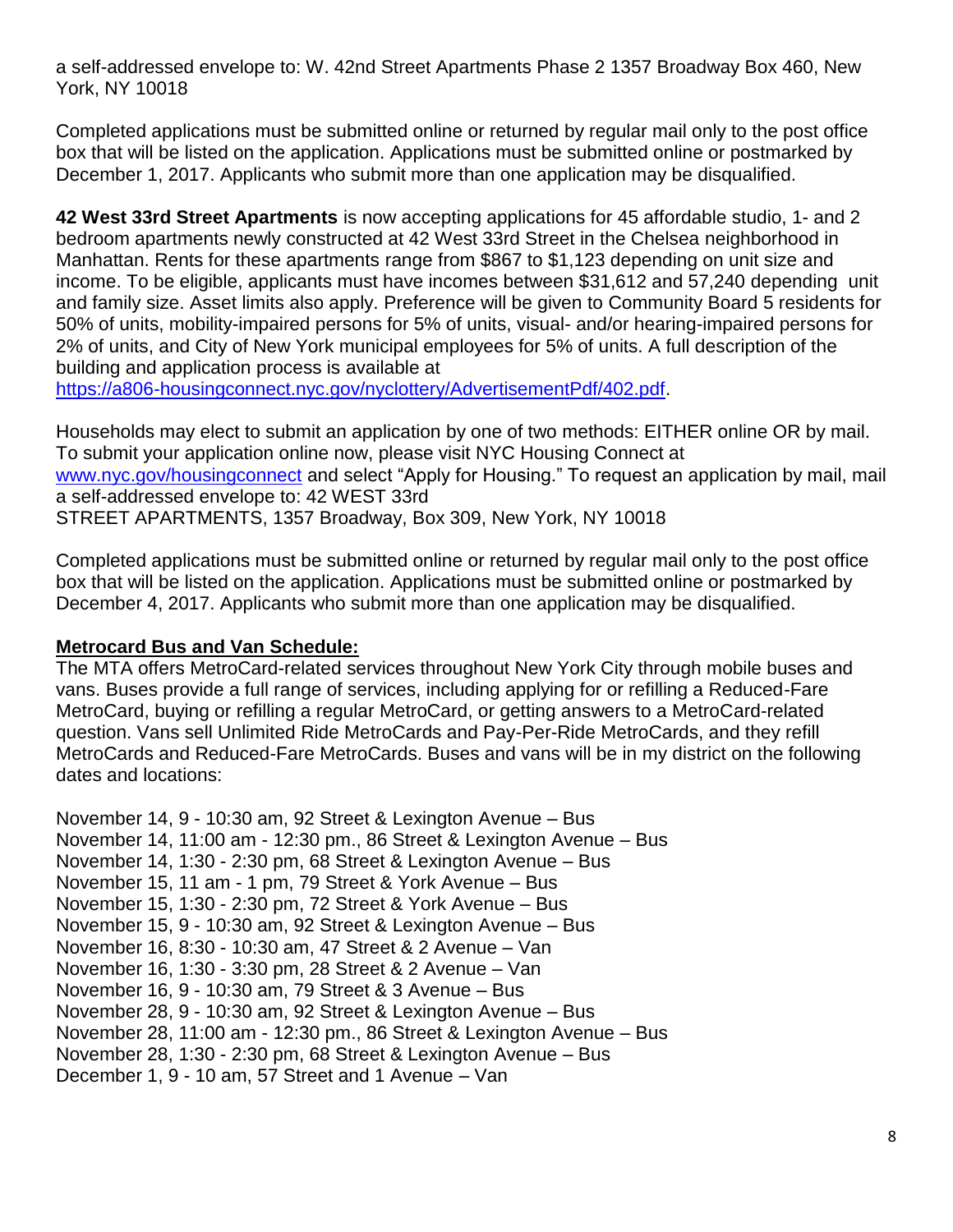a self-addressed envelope to: W. 42nd Street Apartments Phase 2 1357 Broadway Box 460, New York, NY 10018

Completed applications must be submitted online or returned by regular mail only to the post office box that will be listed on the application. Applications must be submitted online or postmarked by December 1, 2017. Applicants who submit more than one application may be disqualified.

**42 West 33rd Street Apartments** is now accepting applications for 45 affordable studio, 1- and 2 bedroom apartments newly constructed at 42 West 33rd Street in the Chelsea neighborhood in Manhattan. Rents for these apartments range from $867 to $1,123 depending on unit size and income. To be eligible, applicants must have incomes between $31,612 and 57,240 depending unit and family size. Asset limits also apply. Preference will be given to Community Board 5 residents for 50% of units, mobility-impaired persons for 5% of units, visual- and/or hearing-impaired persons for 2% of units, and City of New York municipal employees for 5% of units. A full description of the building and application process is available at https://a806-housingconnect.nyc.gov/nyclottery/AdvertisementPdf/402.pdf.

Households may elect to submit an application by one of two methods: EITHER online OR by mail. To submit your application online now, please visit NYC Housing Connect at www.nyc.gov/housingconnect and select "Apply for Housing." To request an application by mail, mail a self-addressed envelope to: 42 WEST 33rd STREET APARTMENTS, 1357 Broadway, Box 309, New York, NY 10018

Completed applications must be submitted online or returned by regular mail only to the post office box that will be listed on the application. Applications must be submitted online or postmarked by December 4, 2017. Applicants who submit more than one application may be disqualified.

**Metrocard Bus and Van Schedule:**

The MTA offers MetroCard-related services throughout New York City through mobile buses and vans. Buses provide a full range of services, including applying for or refilling a Reduced-Fare MetroCard, buying or refilling a regular MetroCard, or getting answers to a MetroCard-related question. Vans sell Unlimited Ride MetroCards and Pay-Per-Ride MetroCards, and they refill MetroCards and Reduced-Fare MetroCards. Buses and vans will be in my district on the following dates and locations:

November 14, 9 - 10:30 am, 92 Street & Lexington Avenue – Bus
November 14, 11:00 am - 12:30 pm., 86 Street & Lexington Avenue – Bus
November 14, 1:30 - 2:30 pm, 68 Street & Lexington Avenue – Bus
November 15, 11 am - 1 pm, 79 Street & York Avenue – Bus
November 15, 1:30 - 2:30 pm, 72 Street & York Avenue – Bus
November 15, 9 - 10:30 am, 92 Street & Lexington Avenue – Bus
November 16, 8:30 - 10:30 am, 47 Street & 2 Avenue – Van
November 16, 1:30 - 3:30 pm, 28 Street & 2 Avenue – Van
November 16, 9 - 10:30 am, 79 Street & 3 Avenue – Bus
November 28, 9 - 10:30 am, 92 Street & Lexington Avenue – Bus
November 28, 11:00 am - 12:30 pm., 86 Street & Lexington Avenue – Bus
November 28, 1:30 - 2:30 pm, 68 Street & Lexington Avenue – Bus
December 1, 9 - 10 am, 57 Street and 1 Avenue – Van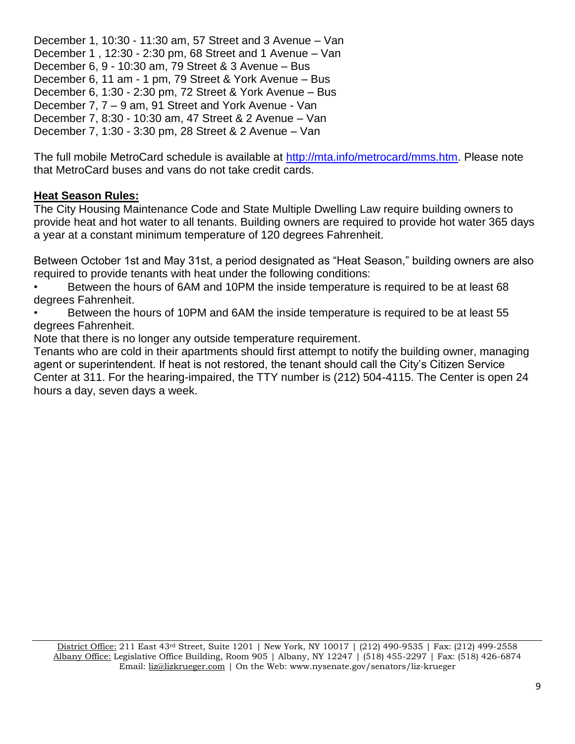December 1, 10:30 - 11:30 am, 57 Street and 3 Avenue – Van
December 1 , 12:30 - 2:30 pm, 68 Street and 1 Avenue – Van
December 6, 9 - 10:30 am, 79 Street & 3 Avenue – Bus
December 6, 11 am - 1 pm, 79 Street & York Avenue – Bus
December 6, 1:30 - 2:30 pm, 72 Street & York Avenue – Bus
December 7, 7 – 9 am, 91 Street and York Avenue - Van
December 7, 8:30 - 10:30 am, 47 Street & 2 Avenue – Van
December 7, 1:30 - 3:30 pm, 28 Street & 2 Avenue – Van

The full mobile MetroCard schedule is available at http://mta.info/metrocard/mms.htm. Please note that MetroCard buses and vans do not take credit cards.

**Heat Season Rules:**

The City Housing Maintenance Code and State Multiple Dwelling Law require building owners to provide heat and hot water to all tenants. Building owners are required to provide hot water 365 days a year at a constant minimum temperature of 120 degrees Fahrenheit.

Between October 1st and May 31st, a period designated as "Heat Season," building owners are also required to provide tenants with heat under the following conditions:

- Between the hours of 6AM and 10PM the inside temperature is required to be at least 68 degrees Fahrenheit.
- Between the hours of 10PM and 6AM the inside temperature is required to be at least 55 degrees Fahrenheit.

Note that there is no longer any outside temperature requirement.

Tenants who are cold in their apartments should first attempt to notify the building owner, managing agent or superintendent. If heat is not restored, the tenant should call the City's Citizen Service Center at 311. For the hearing-impaired, the TTY number is (212) 504-4115. The Center is open 24 hours a day, seven days a week.

District Office: 211 East 43rd Street, Suite 1201 | New York, NY 10017 | (212) 490-9535 | Fax: (212) 499-2558
Albany Office: Legislative Office Building, Room 905 | Albany, NY 12247 | (518) 455-2297 | Fax: (518) 426-6874
Email: liz@lizkrueger.com | On the Web: www.nysenate.gov/senators/liz-krueger